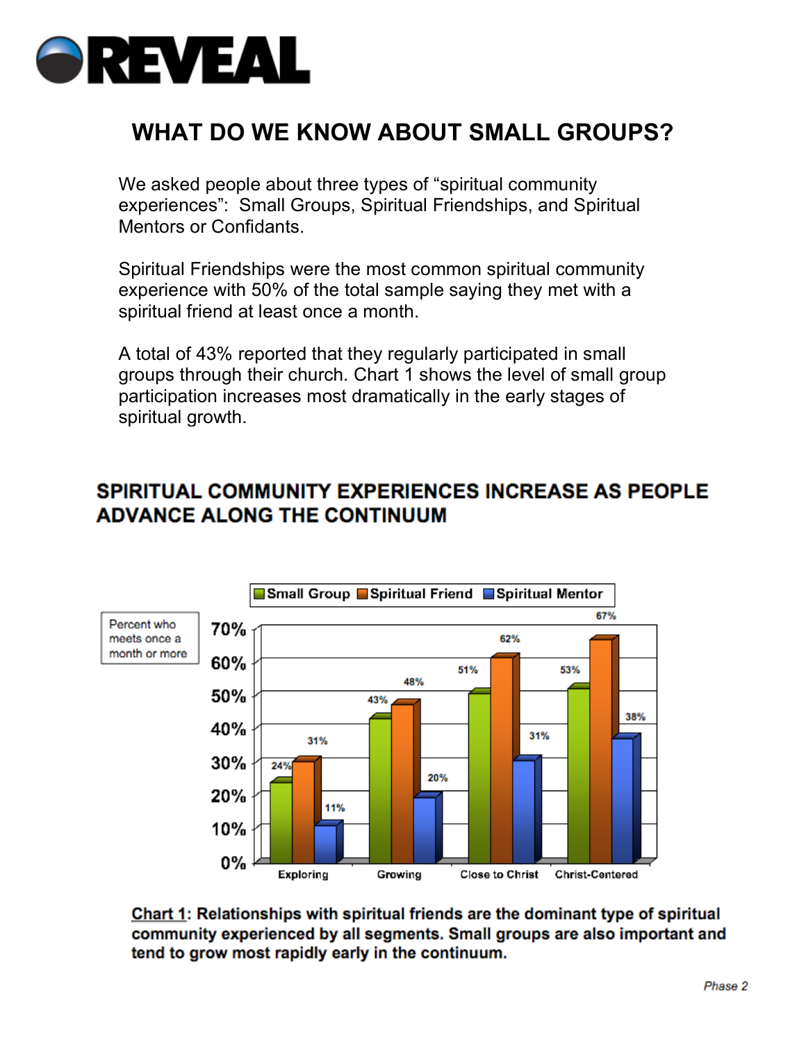# REVEAL

## WHAT DO WE KNOW ABOUT SMALL GROUPS?

We asked people about three types of "spiritual community experiences": Small Groups, Spiritual Friendships, and Spiritual Mentors or Confidants.

Spiritual Friendships were the most common spiritual community experience with 50% of the total sample saying they met with a spiritual friend at least once a month.

A total of 43% reported that they regularly participated in small groups through their church. Chart 1 shows the level of small group participation increases most dramatically in the early stages of spiritual growth.

### SPIRITUAL COMMUNITY EXPERIENCES INCREASE AS PEOPLE ADVANCE ALONG THE CONTINUUM

Small Group
Spiritual Friend
Spiritual Mentor

Percent who meets once a month or more

70%
60%
50%
40%
30%
20%
10%
0%

Exploring: 24%, 31%, 11%
Growing: 43%, 48%, 20%
Close to Christ: 51%, 62%, 31%
Christ-Centered: 53%, 67%, 38%

**<u>Chart 1</u>: Relationships with spiritual friends are the dominant type of spiritual community experienced by all segments. Small groups are also important and tend to grow most rapidly early in the continuum.**

*Phase 2*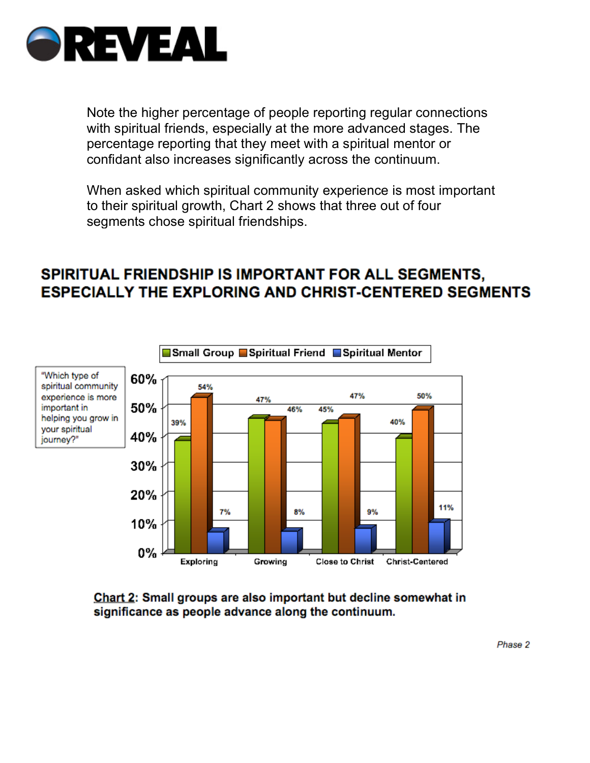Note the higher percentage of people reporting regular connections with spiritual friends, especially at the more advanced stages. The percentage reporting that they meet with a spiritual mentor or confidant also increases significantly across the continuum.

When asked which spiritual community experience is most important to their spiritual growth, Chart 2 shows that three out of four segments chose spiritual friendships.

## SPIRITUAL FRIENDSHIP IS IMPORTANT FOR ALL SEGMENTS, ESPECIALLY THE EXPLORING AND CHRIST-CENTERED SEGMENTS

Small Group
Spiritual Friend
Spiritual Mentor

"Which type of spiritual community experience is more important in helping you grow in your spiritual journey?"

60%
50%
40%
30%
20%
10%
0%

Exploring: 39% 54% 7%
Growing: 47% 46% 8%
Close to Christ: 45% 47% 9%
Christ-Centered: 40% 50% 11%

**Chart 2: Small groups are also important but decline somewhat in significance as people advance along the continuum.**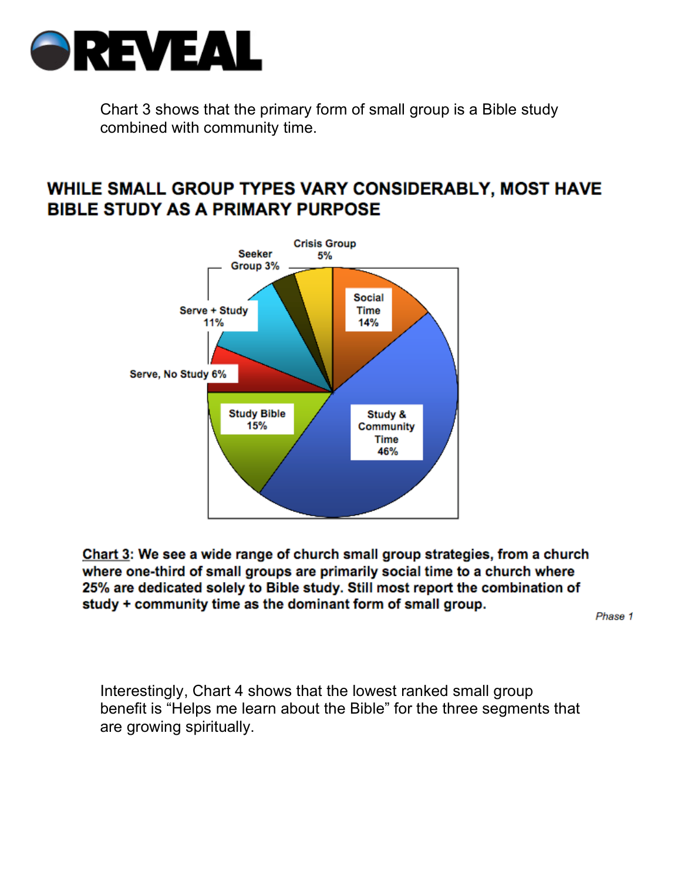Chart 3 shows that the primary form of small group is a Bible study combined with community time.

## WHILE SMALL GROUP TYPES VARY CONSIDERABLY, MOST HAVE BIBLE STUDY AS A PRIMARY PURPOSE

Crisis Group 5%

Seeker Group 3%

Social Time 14%

Serve + Study 11%

Serve, No Study 6%

Study Bible 15%

Study & Community Time 46%

**Chart 3: We see a wide range of church small group strategies, from a church where one-third of small groups are primarily social time to a church where 25% are dedicated solely to Bible study. Still most report the combination of study + community time as the dominant form of small group.**

*Phase 1*

Interestingly, Chart 4 shows that the lowest ranked small group benefit is "Helps me learn about the Bible" for the three segments that are growing spiritually.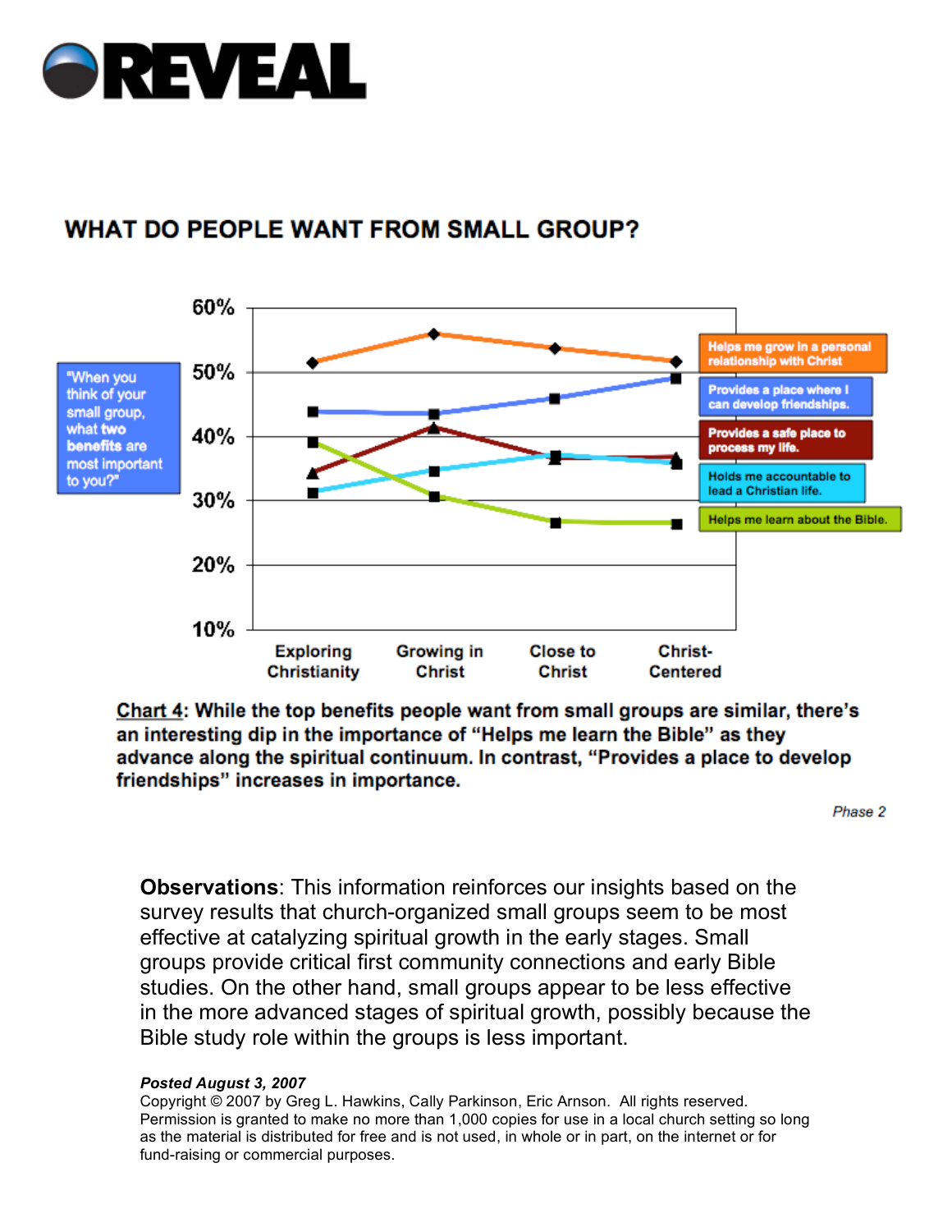# REVEAL

## WHAT DO PEOPLE WANT FROM SMALL GROUP?

"When you think of your small group, what two benefits are most important to you?"

60%
50%
40%
30%
20%
10%

Exploring Christianity
Growing in Christ
Close to Christ
Christ-Centered

Helps me grow in a personal relationship with Christ
Provides a place where I can develop friendships.
Provides a safe place to process my life.
Holds me accountable to lead a Christian life.
Helps me learn about the Bible.

**Chart 4: While the top benefits people want from small groups are similar, there's an interesting dip in the importance of "Helps me learn the Bible" as they advance along the spiritual continuum. In contrast, "Provides a place to develop friendships" increases in importance.**

*Phase 2*

**Observations**: This information reinforces our insights based on the survey results that church-organized small groups seem to be most effective at catalyzing spiritual growth in the early stages. Small groups provide critical first community connections and early Bible studies. On the other hand, small groups appear to be less effective in the more advanced stages of spiritual growth, possibly because the Bible study role within the groups is less important.

***Posted August 3, 2007***

Copyright © 2007 by Greg L. Hawkins, Cally Parkinson, Eric Arnson. All rights reserved. Permission is granted to make no more than 1,000 copies for use in a local church setting so long as the material is distributed for free and is not used, in whole or in part, on the internet or for fund-raising or commercial purposes.